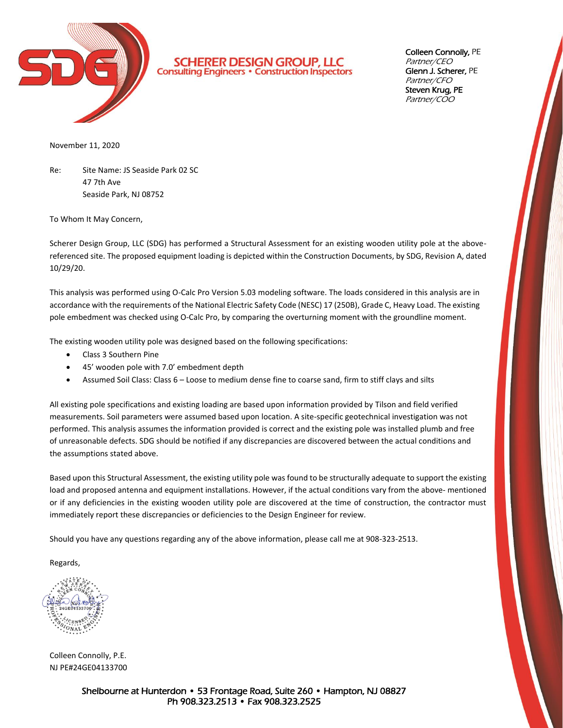**SCHERER DESIGN GROUP, LLC**
Consulting Engineers • Construction Inspectors

Colleen Connolly, PE
*Partner/CEO*
Glenn J. Scherer, PE
*Partner/CFO*
Steven Krug, PE
*Partner/COO*

November 11, 2020

Re: Site Name: JS Seaside Park 02 SC
47 7th Ave
Seaside Park, NJ 08752

To Whom It May Concern,

Scherer Design Group, LLC (SDG) has performed a Structural Assessment for an existing wooden utility pole at the above-referenced site. The proposed equipment loading is depicted within the Construction Documents, by SDG, Revision A, dated 10/29/20.

This analysis was performed using O-Calc Pro Version 5.03 modeling software. The loads considered in this analysis are in accordance with the requirements of the National Electric Safety Code (NESC) 17 (250B), Grade C, Heavy Load. The existing pole embedment was checked using O-Calc Pro, by comparing the overturning moment with the groundline moment.

The existing wooden utility pole was designed based on the following specifications:

- Class 3 Southern Pine
- 45' wooden pole with 7.0' embedment depth
- Assumed Soil Class: Class 6 – Loose to medium dense fine to coarse sand, firm to stiff clays and silts

All existing pole specifications and existing loading are based upon information provided by Tilson and field verified measurements. Soil parameters were assumed based upon location. A site-specific geotechnical investigation was not performed. This analysis assumes the information provided is correct and the existing pole was installed plumb and free of unreasonable defects. SDG should be notified if any discrepancies are discovered between the actual conditions and the assumptions stated above.

Based upon this Structural Assessment, the existing utility pole was found to be structurally adequate to support the existing load and proposed antenna and equipment installations. However, if the actual conditions vary from the above- mentioned or if any deficiencies in the existing wooden utility pole are discovered at the time of construction, the contractor must immediately report these discrepancies or deficiencies to the Design Engineer for review.

Should you have any questions regarding any of the above information, please call me at 908-323-2513.

Regards,

Colleen Connolly, P.E.
NJ PE#24GE04133700

Shelbourne at Hunterdon • 53 Frontage Road, Suite 260 • Hampton, NJ 08827
Ph 908.323.2513 • Fax 908.323.2525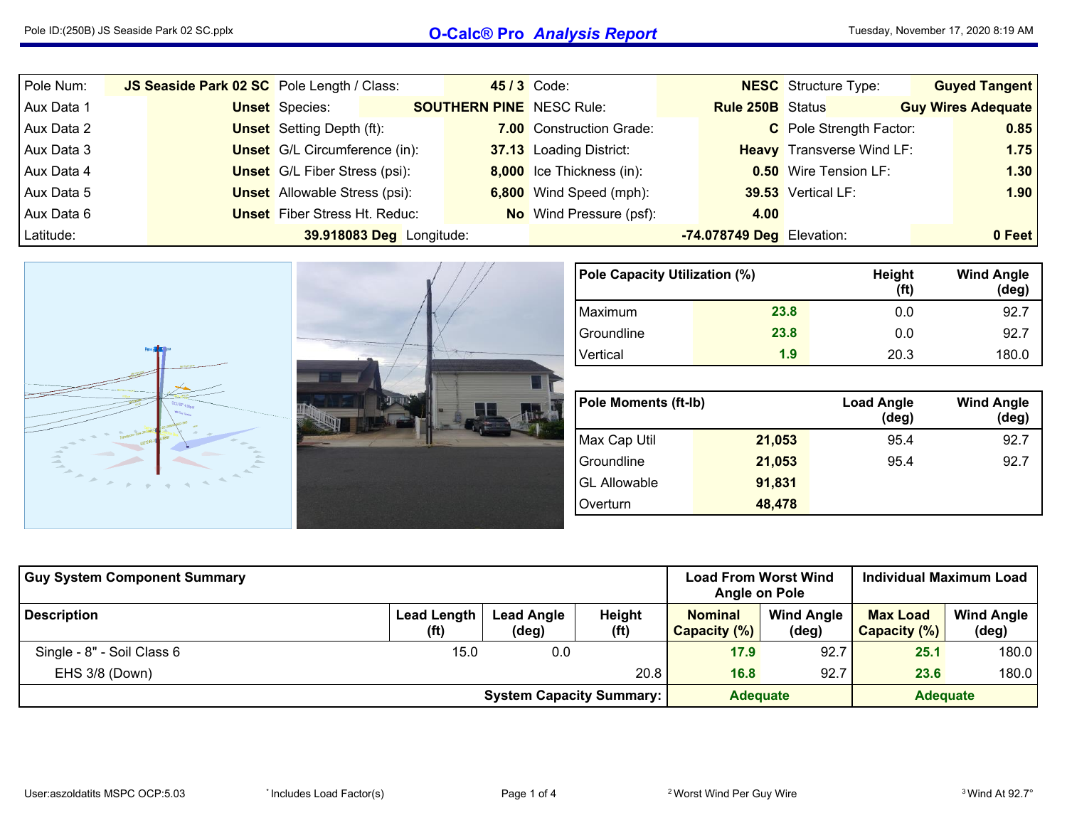# O-Calc® Pro *Analysis Report*

Pole ID:(250B) JS Seaside Park 02 SC.pplx — Tuesday, November 17, 2020 8:19 AM

| | | | | | | | |
|---|---|---|---|---|---|---|---|
| Pole Num: | JS Seaside Park 02 SC | Pole Length / Class: | 45 / 3 | Code: | NESC | Structure Type: | Guyed Tangent |
| Aux Data 1 | Unset | Species: | SOUTHERN PINE | NESC Rule: | Rule 250B | Status | Guy Wires Adequate |
| Aux Data 2 | Unset | Setting Depth (ft): | 7.00 | Construction Grade: | C | Pole Strength Factor: | 0.85 |
| Aux Data 3 | Unset | G/L Circumference (in): | 37.13 | Loading District: | Heavy | Transverse Wind LF: | 1.75 |
| Aux Data 4 | Unset | G/L Fiber Stress (psi): | 8,000 | Ice Thickness (in): | 0.50 | Wire Tension LF: | 1.30 |
| Aux Data 5 | Unset | Allowable Stress (psi): | 6,800 | Wind Speed (mph): | 39.53 | Vertical LF: | 1.90 |
| Aux Data 6 | Unset | Fiber Stress Ht. Reduc: | No | Wind Pressure (psf): | 4.00 | | |
| Latitude: | 39.918083 Deg | Longitude: | -74.078749 Deg | Elevation: | 0 Feet | | |

| Pole Capacity Utilization (%) | | Height (ft) | Wind Angle (deg) |
|---|---|---|---|
| Maximum | 23.8 | 0.0 | 92.7 |
| Groundline | 23.8 | 0.0 | 92.7 |
| Vertical | 1.9 | 20.3 | 180.0 |

| Pole Moments (ft-lb) | | Load Angle (deg) | Wind Angle (deg) |
|---|---|---|---|
| Max Cap Util | 21,053 | 95.4 | 92.7 |
| Groundline | 21,053 | 95.4 | 92.7 |
| GL Allowable | 91,831 | | |
| Overturn | 48,478 | | |

| Guy System Component Summary | | | | Load From Worst Wind Angle on Pole | | Individual Maximum Load | |
|---|---|---|---|---|---|---|---|
| Description | Lead Length (ft) | Lead Angle (deg) | Height (ft) | Nominal Capacity (%) | Wind Angle (deg) | Max Load Capacity (%) | Wind Angle (deg) |
| Single - 8" - Soil Class 6 | 15.0 | 0.0 | | 17.9 | 92.7 | 25.1 | 180.0 |
| EHS 3/8 (Down) | | | 20.8 | 16.8 | 92.7 | 23.6 | 180.0 |
| | | | System Capacity Summary: | Adequate | | Adequate | |

User:aszoldatits MSPC OCP:5.03 — * Includes Load Factor(s) — [2] Worst Wind Per Guy Wire — [3] Wind At 92.7°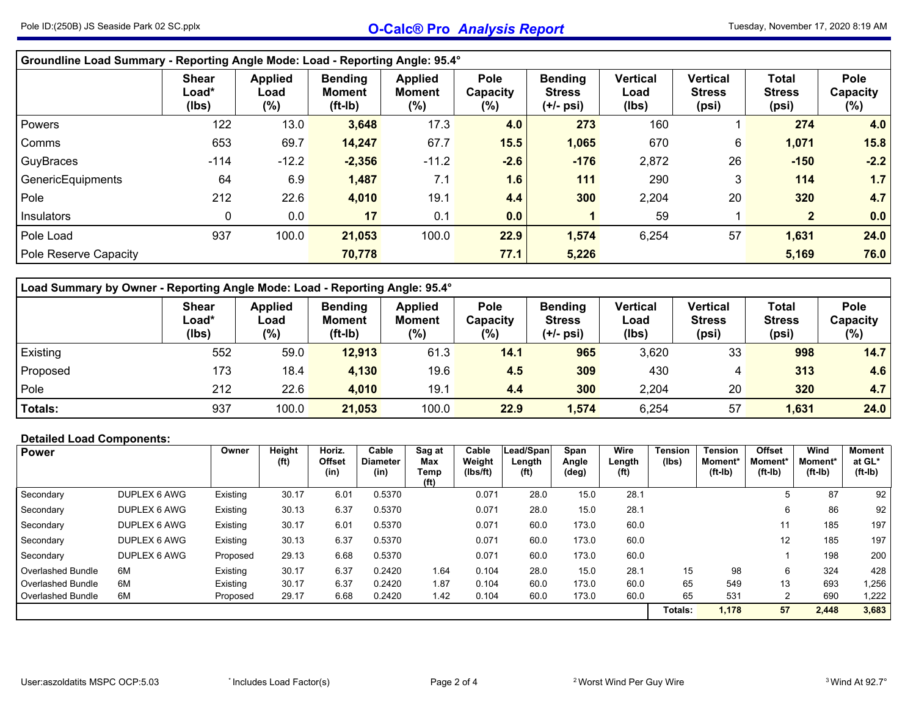## Groundline Load Summary - Reporting Angle Mode: Load - Reporting Angle: 95.4°

| | Shear Load* (lbs) | Applied Load (%) | Bending Moment (ft-lb) | Applied Moment (%) | Pole Capacity (%) | Bending Stress (+/- psi) | Vertical Load (lbs) | Vertical Stress (psi) | Total Stress (psi) | Pole Capacity (%) |
|---|---|---|---|---|---|---|---|---|---|---|
| Powers | 122 | 13.0 | **3,648** | 17.3 | **4.0** | **273** | 160 | 1 | **274** | **4.0** |
| Comms | 653 | 69.7 | **14,247** | 67.7 | **15.5** | **1,065** | 670 | 6 | **1,071** | **15.8** |
| GuyBraces | -114 | -12.2 | **-2,356** | -11.2 | **-2.6** | **-176** | 2,872 | 26 | **-150** | **-2.2** |
| GenericEquipments | 64 | 6.9 | **1,487** | 7.1 | **1.6** | **111** | 290 | 3 | **114** | **1.7** |
| Pole | 212 | 22.6 | **4,010** | 19.1 | **4.4** | **300** | 2,204 | 20 | **320** | **4.7** |
| Insulators | 0 | 0.0 | **17** | 0.1 | **0.0** | **1** | 59 | 1 | **2** | **0.0** |
| Pole Load | 937 | 100.0 | **21,053** | 100.0 | **22.9** | **1,574** | 6,254 | 57 | **1,631** | **24.0** |
| Pole Reserve Capacity | | | **70,778** | | **77.1** | **5,226** | | | **5,169** | **76.0** |

## Load Summary by Owner - Reporting Angle Mode: Load - Reporting Angle: 95.4°

| | Shear Load* (lbs) | Applied Load (%) | Bending Moment (ft-lb) | Applied Moment (%) | Pole Capacity (%) | Bending Stress (+/- psi) | Vertical Load (lbs) | Vertical Stress (psi) | Total Stress (psi) | Pole Capacity (%) |
|---|---|---|---|---|---|---|---|---|---|---|
| Existing | 552 | 59.0 | **12,913** | 61.3 | **14.1** | **965** | 3,620 | 33 | **998** | **14.7** |
| Proposed | 173 | 18.4 | **4,130** | 19.6 | **4.5** | **309** | 430 | 4 | **313** | **4.6** |
| Pole | 212 | 22.6 | **4,010** | 19.1 | **4.4** | **300** | 2,204 | 20 | **320** | **4.7** |
| **Totals:** | 937 | 100.0 | **21,053** | 100.0 | **22.9** | **1,574** | 6,254 | 57 | **1,631** | **24.0** |

## Detailed Load Components:

| Power | | Owner | Height (ft) | Horiz. Offset (in) | Cable Diameter (in) | Sag at Max Temp (ft) | Cable Weight (lbs/ft) | Lead/Span Length (ft) | Span Angle (deg) | Wire Length (ft) | Tension (lbs) | Tension Moment* (ft-lb) | Offset Moment* (ft-lb) | Wind Moment* (ft-lb) | Moment at GL* (ft-lb) |
|---|---|---|---|---|---|---|---|---|---|---|---|---|---|---|---|
| Secondary | DUPLEX 6 AWG | Existing | 30.17 | 6.01 | 0.5370 | | 0.071 | 28.0 | 15.0 | 28.1 | | | 5 | 87 | 92 |
| Secondary | DUPLEX 6 AWG | Existing | 30.13 | 6.37 | 0.5370 | | 0.071 | 28.0 | 15.0 | 28.1 | | | 6 | 86 | 92 |
| Secondary | DUPLEX 6 AWG | Existing | 30.17 | 6.01 | 0.5370 | | 0.071 | 60.0 | 173.0 | 60.0 | | | 11 | 185 | 197 |
| Secondary | DUPLEX 6 AWG | Existing | 30.13 | 6.37 | 0.5370 | | 0.071 | 60.0 | 173.0 | 60.0 | | | 12 | 185 | 197 |
| Secondary | DUPLEX 6 AWG | Proposed | 29.13 | 6.68 | 0.5370 | | 0.071 | 60.0 | 173.0 | 60.0 | | | 1 | 198 | 200 |
| Overlashed Bundle | 6M | Existing | 30.17 | 6.37 | 0.2420 | 1.64 | 0.104 | 28.0 | 15.0 | 28.1 | 15 | 98 | 6 | 324 | 428 |
| Overlashed Bundle | 6M | Existing | 30.17 | 6.37 | 0.2420 | 1.87 | 0.104 | 60.0 | 173.0 | 60.0 | 65 | 549 | 13 | 693 | 1,256 |
| Overlashed Bundle | 6M | Proposed | 29.17 | 6.68 | 0.2420 | 1.42 | 0.104 | 60.0 | 173.0 | 60.0 | 65 | 531 | 2 | 690 | 1,222 |
| | | | | | | | | | | | Totals: | **1,178** | **57** | **2,448** | **3,683** |

* Includes Load Factor(s)

[2] Worst Wind Per Guy Wire

[3] Wind At 92.7°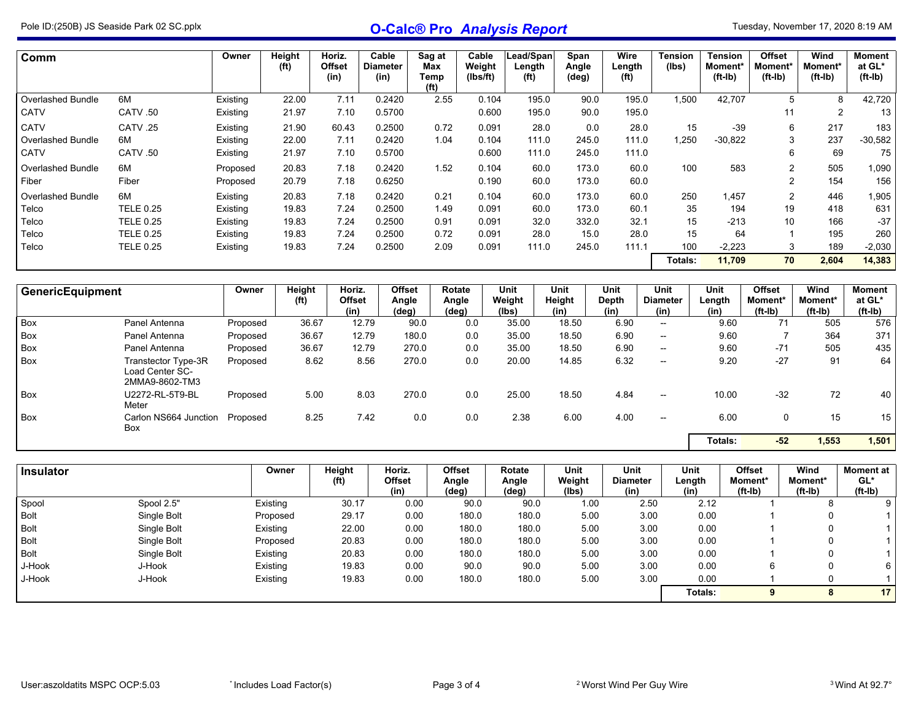## Comm

| Comm | | Owner | Height (ft) | Horiz. Offset (in) | Cable Diameter (in) | Sag at Max Temp (ft) | Cable Weight (lbs/ft) | Lead/Span Length (ft) | Span Angle (deg) | Wire Length (ft) | Tension (lbs) | Tension Moment* (ft-lb) | Offset Moment* (ft-lb) | Wind Moment* (ft-lb) | Moment at GL* (ft-lb) |
|---|---|---|---|---|---|---|---|---|---|---|---|---|---|---|---|
| Overlashed Bundle | 6M | Existing | 22.00 | 7.11 | 0.2420 | 2.55 | 0.104 | 195.0 | 90.0 | 195.0 | 1,500 | 42,707 | 5 | 8 | 42,720 |
| CATV | CATV .50 | Existing | 21.97 | 7.10 | 0.5700 | | 0.600 | 195.0 | 90.0 | 195.0 | | | 11 | 2 | 13 |
| CATV | CATV .25 | Existing | 21.90 | 60.43 | 0.2500 | 0.72 | 0.091 | 28.0 | 0.0 | 28.0 | 15 | -39 | 6 | 217 | 183 |
| Overlashed Bundle | 6M | Existing | 22.00 | 7.11 | 0.2420 | 1.04 | 0.104 | 111.0 | 245.0 | 111.0 | 1,250 | -30,822 | 3 | 237 | -30,582 |
| CATV | CATV .50 | Existing | 21.97 | 7.10 | 0.5700 | | 0.600 | 111.0 | 245.0 | 111.0 | | | 6 | 69 | 75 |
| Overlashed Bundle | 6M | Proposed | 20.83 | 7.18 | 0.2420 | 1.52 | 0.104 | 60.0 | 173.0 | 60.0 | 100 | 583 | 2 | 505 | 1,090 |
| Fiber | Fiber | Proposed | 20.79 | 7.18 | 0.6250 | | 0.190 | 60.0 | 173.0 | 60.0 | | | 2 | 154 | 156 |
| Overlashed Bundle | 6M | Existing | 20.83 | 7.18 | 0.2420 | 0.21 | 0.104 | 60.0 | 173.0 | 60.0 | 250 | 1,457 | 2 | 446 | 1,905 |
| Telco | TELE 0.25 | Existing | 19.83 | 7.24 | 0.2500 | 1.49 | 0.091 | 60.0 | 173.0 | 60.1 | 35 | 194 | 19 | 418 | 631 |
| Telco | TELE 0.25 | Existing | 19.83 | 7.24 | 0.2500 | 0.91 | 0.091 | 32.0 | 332.0 | 32.1 | 15 | -213 | 10 | 166 | -37 |
| Telco | TELE 0.25 | Existing | 19.83 | 7.24 | 0.2500 | 0.72 | 0.091 | 28.0 | 15.0 | 28.0 | 15 | 64 | 1 | 195 | 260 |
| Telco | TELE 0.25 | Existing | 19.83 | 7.24 | 0.2500 | 2.09 | 0.091 | 111.0 | 245.0 | 111.1 | 100 | -2,223 | 3 | 189 | -2,030 |
| | | | | | | | | | | | **Totals:** | **11,709** | **70** | **2,604** | **14,383** |

## GenericEquipment

| GenericEquipment | | Owner | Height (ft) | Horiz. Offset (in) | Offset Angle (deg) | Rotate Angle (deg) | Unit Weight (lbs) | Unit Height (in) | Unit Depth (in) | Unit Diameter (in) | Unit Length (in) | Offset Moment* (ft-lb) | Wind Moment* (ft-lb) | Moment at GL* (ft-lb) |
|---|---|---|---|---|---|---|---|---|---|---|---|---|---|---|
| Box | Panel Antenna | Proposed | 36.67 | 12.79 | 90.0 | 0.0 | 35.00 | 18.50 | 6.90 | -- | 9.60 | 71 | 505 | 576 |
| Box | Panel Antenna | Proposed | 36.67 | 12.79 | 180.0 | 0.0 | 35.00 | 18.50 | 6.90 | -- | 9.60 | 7 | 364 | 371 |
| Box | Panel Antenna | Proposed | 36.67 | 12.79 | 270.0 | 0.0 | 35.00 | 18.50 | 6.90 | -- | 9.60 | -71 | 505 | 435 |
| Box | Transtector Type-3R Load Center SC-2MMA9-8602-TM3 | Proposed | 8.62 | 8.56 | 270.0 | 0.0 | 20.00 | 14.85 | 6.32 | -- | 9.20 | -27 | 91 | 64 |
| Box | U2272-RL-5T9-BL Meter | Proposed | 5.00 | 8.03 | 270.0 | 0.0 | 25.00 | 18.50 | 4.84 | -- | 10.00 | -32 | 72 | 40 |
| Box | Carlon NS664 Junction Box | Proposed | 8.25 | 7.42 | 0.0 | 0.0 | 2.38 | 6.00 | 4.00 | -- | 6.00 | 0 | 15 | 15 |
| | | | | | | | | | | | **Totals:** | **-52** | **1,553** | **1,501** |

## Insulator

| Insulator | | Owner | Height (ft) | Horiz. Offset (in) | Offset Angle (deg) | Rotate Angle (deg) | Unit Weight (lbs) | Unit Diameter (in) | Unit Length (in) | Offset Moment* (ft-lb) | Wind Moment* (ft-lb) | Moment at GL* (ft-lb) |
|---|---|---|---|---|---|---|---|---|---|---|---|---|
| Spool | Spool 2.5" | Existing | 30.17 | 0.00 | 90.0 | 90.0 | 1.00 | 2.50 | 2.12 | 1 | 8 | 9 |
| Bolt | Single Bolt | Proposed | 29.17 | 0.00 | 180.0 | 180.0 | 5.00 | 3.00 | 0.00 | 1 | 0 | 1 |
| Bolt | Single Bolt | Existing | 22.00 | 0.00 | 180.0 | 180.0 | 5.00 | 3.00 | 0.00 | 1 | 0 | 1 |
| Bolt | Single Bolt | Proposed | 20.83 | 0.00 | 180.0 | 180.0 | 5.00 | 3.00 | 0.00 | 1 | 0 | 1 |
| Bolt | Single Bolt | Existing | 20.83 | 0.00 | 180.0 | 180.0 | 5.00 | 3.00 | 0.00 | 1 | 0 | 1 |
| J-Hook | J-Hook | Existing | 19.83 | 0.00 | 90.0 | 90.0 | 5.00 | 3.00 | 0.00 | 6 | 0 | 6 |
| J-Hook | J-Hook | Existing | 19.83 | 0.00 | 180.0 | 180.0 | 5.00 | 3.00 | 0.00 | 1 | 0 | 1 |
| | | | | | | | | | **Totals:** | **9** | **8** | **17** |

User:aszoldatits MSPC OCP:5.03 | * Includes Load Factor(s) | [2] Worst Wind Per Guy Wire | [3] Wind At 92.7°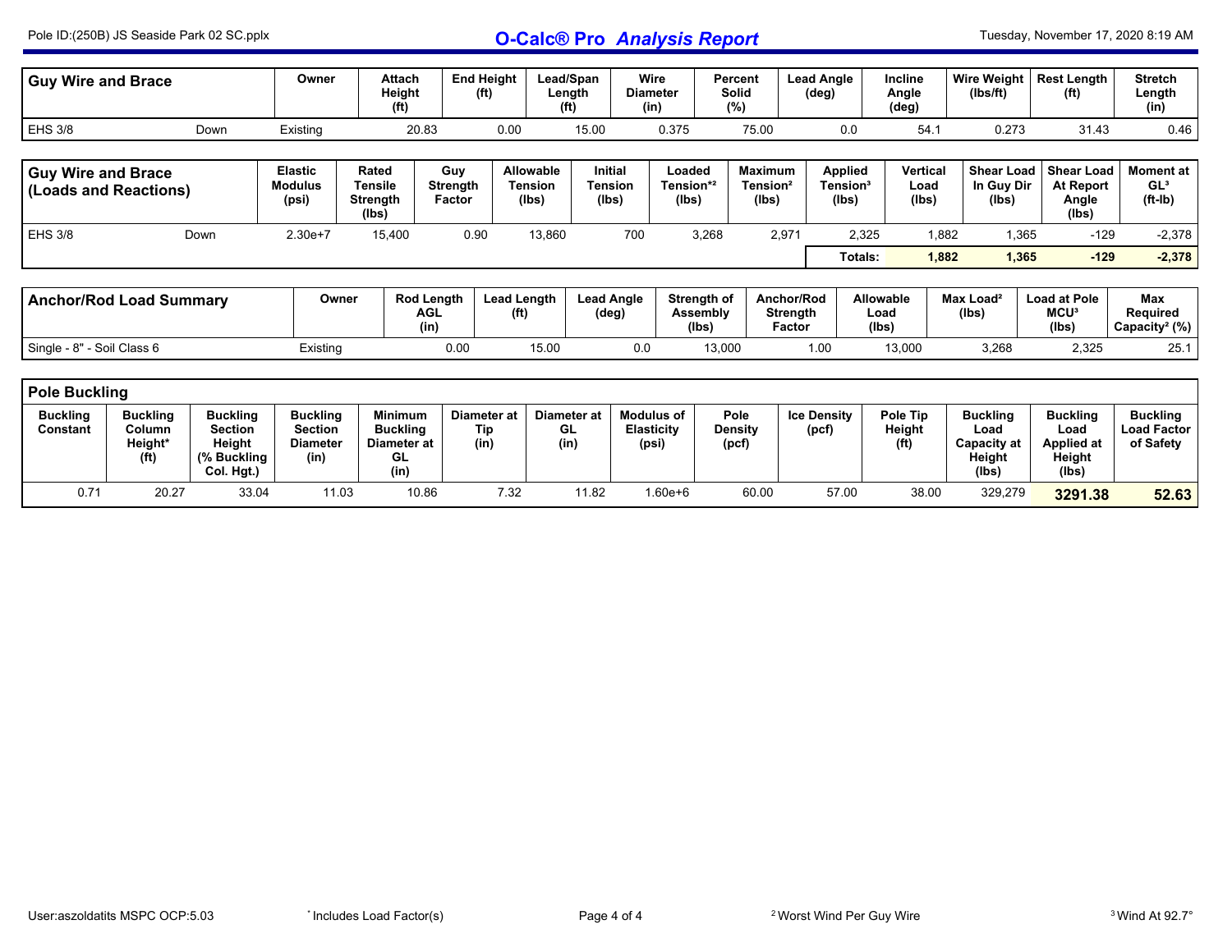| Guy Wire and Brace | | Owner | Attach Height (ft) | End Height (ft) | Lead/Span Length (ft) | Wire Diameter (in) | Percent Solid (%) | Lead Angle (deg) | Incline Angle (deg) | Wire Weight (lbs/ft) | Rest Length (ft) | Stretch Length (in) |
|---|---|---|---|---|---|---|---|---|---|---|---|---|
| EHS 3/8 | Down | Existing | 20.83 | 0.00 | 15.00 | 0.375 | 75.00 | 0.0 | 54.1 | 0.273 | 31.43 | 0.46 |

| Guy Wire and Brace (Loads and Reactions) | | Elastic Modulus (psi) | Rated Tensile Strength (lbs) | Guy Strength Factor | Allowable Tension (lbs) | Initial Tension (lbs) | Loaded Tension*² (lbs) | Maximum Tension² (lbs) | Applied Tension³ (lbs) | Vertical Load (lbs) | Shear Load In Guy Dir (lbs) | Shear Load At Report Angle (lbs) | Moment at GL³ (ft-lb) |
|---|---|---|---|---|---|---|---|---|---|---|---|---|---|
| EHS 3/8 | Down | 2.30e+7 | 15,400 | 0.90 | 13,860 | 700 | 3,268 | 2,971 | 2,325 | 1,882 | 1,365 | -129 | -2,378 |
| | | | | | | | | | **Totals:** | **1,882** | **1,365** | **-129** | **-2,378** |

| Anchor/Rod Load Summary | Owner | Rod Length AGL (in) | Lead Length (ft) | Lead Angle (deg) | Strength of Assembly (lbs) | Anchor/Rod Strength Factor | Allowable Load (lbs) | Max Load² (lbs) | Load at Pole MCU³ (lbs) | Max Required Capacity² (%) |
|---|---|---|---|---|---|---|---|---|---|---|
| Single - 8" - Soil Class 6 | Existing | 0.00 | 15.00 | 0.0 | 13,000 | 1.00 | 13,000 | 3,268 | 2,325 | 25.1 |

**Pole Buckling**

| Buckling Constant | Buckling Column Height* (ft) | Buckling Section Height (% Buckling Col. Hgt.) | Buckling Section Diameter (in) | Minimum Buckling Diameter at GL (in) | Diameter at Tip (in) | Diameter at GL (in) | Modulus of Elasticity (psi) | Pole Density (pcf) | Ice Density (pcf) | Pole Tip Height (ft) | Buckling Load Capacity at Height (lbs) | Buckling Load Applied at Height (lbs) | Buckling Load Factor of Safety |
|---|---|---|---|---|---|---|---|---|---|---|---|---|---|
| 0.71 | 20.27 | 33.04 | 11.03 | 10.86 | 7.32 | 11.82 | 1.60e+6 | 60.00 | 57.00 | 38.00 | 329,279 | **3291.38** | **52.63** |

User:aszoldatits MSPC OCP:5.03

* Includes Load Factor(s)

² Worst Wind Per Guy Wire

³ Wind At 92.7°